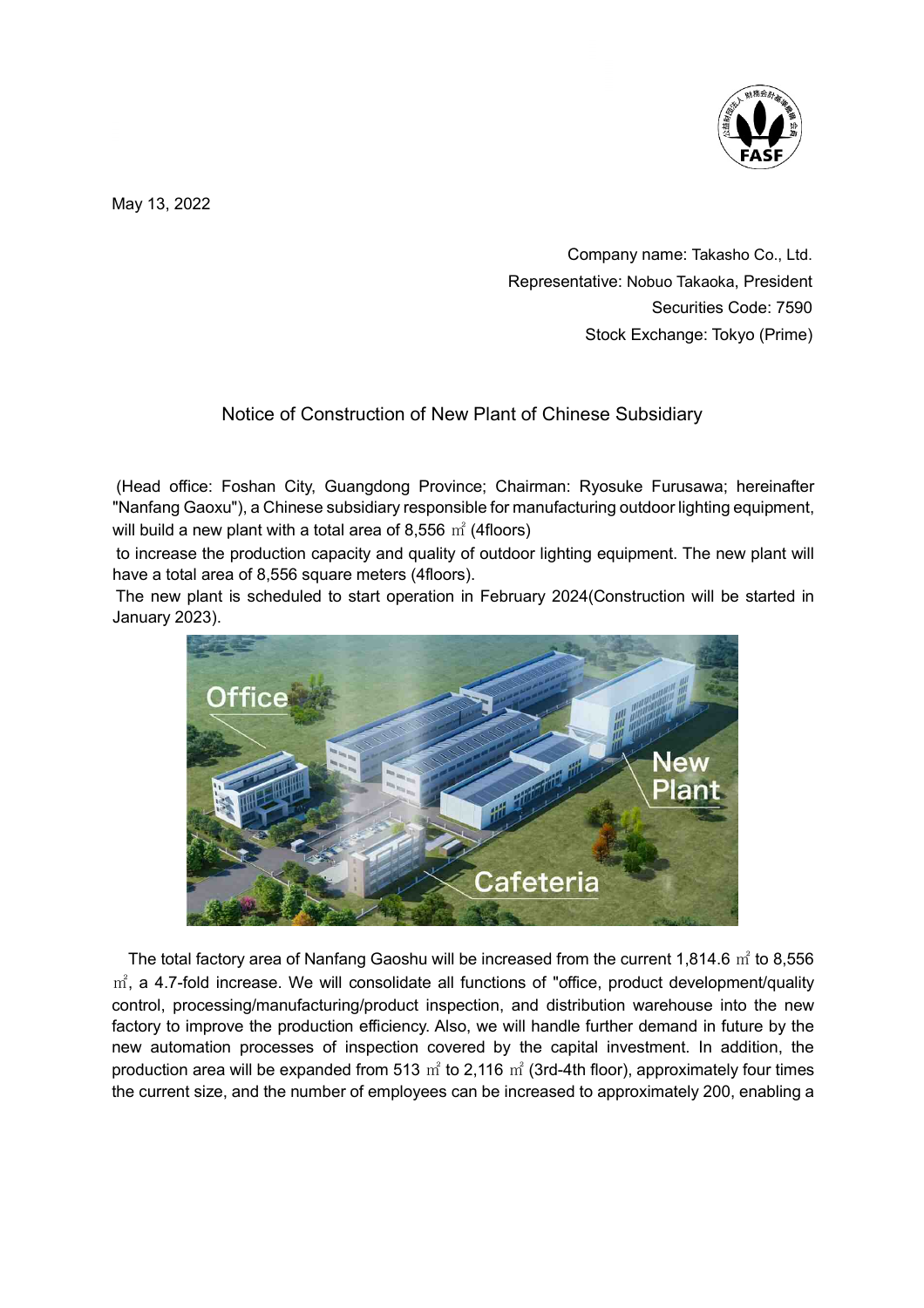May 13, 2022

Company name: Takasho Co., Ltd.
Representative: Nobuo Takaoka, President
Securities Code: 7590
Stock Exchange: Tokyo (Prime)

# Notice of Construction of New Plant of Chinese Subsidiary

(Head office: Foshan City, Guangdong Province; Chairman: Ryosuke Furusawa; hereinafter "Nanfang Gaoxu"), a Chinese subsidiary responsible for manufacturing outdoor lighting equipment, will build a new plant with a total area of 8,556 ㎡ (4floors)

to increase the production capacity and quality of outdoor lighting equipment. The new plant will have a total area of 8,556 square meters (4floors).

The new plant is scheduled to start operation in February 2024(Construction will be started in January 2023).

The total factory area of Nanfang Gaoshu will be increased from the current 1,814.6 ㎡ to 8,556 ㎡, a 4.7-fold increase. We will consolidate all functions of "office, product development/quality control, processing/manufacturing/product inspection, and distribution warehouse into the new factory to improve the production efficiency. Also, we will handle further demand in future by the new automation processes of inspection covered by the capital investment. In addition, the production area will be expanded from 513 ㎡ to 2,116 ㎡ (3rd-4th floor), approximately four times the current size, and the number of employees can be increased to approximately 200, enabling a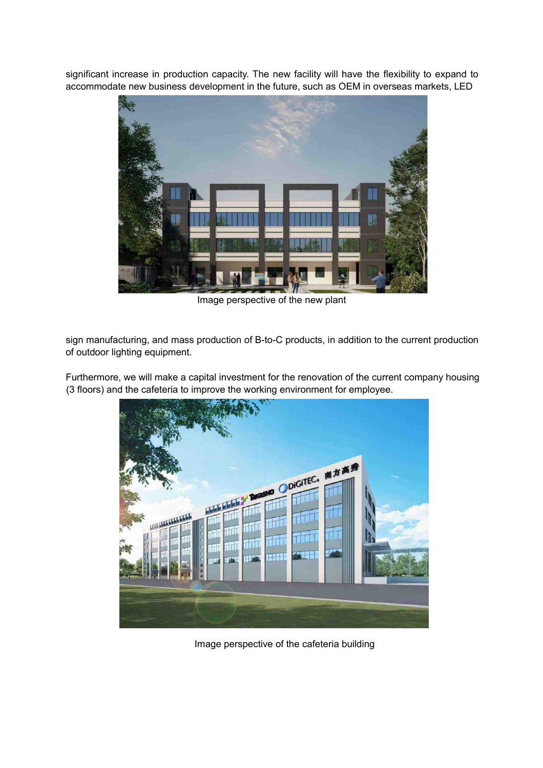significant increase in production capacity. The new facility will have the flexibility to expand to accommodate new business development in the future, such as OEM in overseas markets, LED

Image perspective of the new plant

sign manufacturing, and mass production of B-to-C products, in addition to the current production of outdoor lighting equipment.

Furthermore, we will make a capital investment for the renovation of the current company housing (3 floors) and the cafeteria to improve the working environment for employee.

Image perspective of the cafeteria building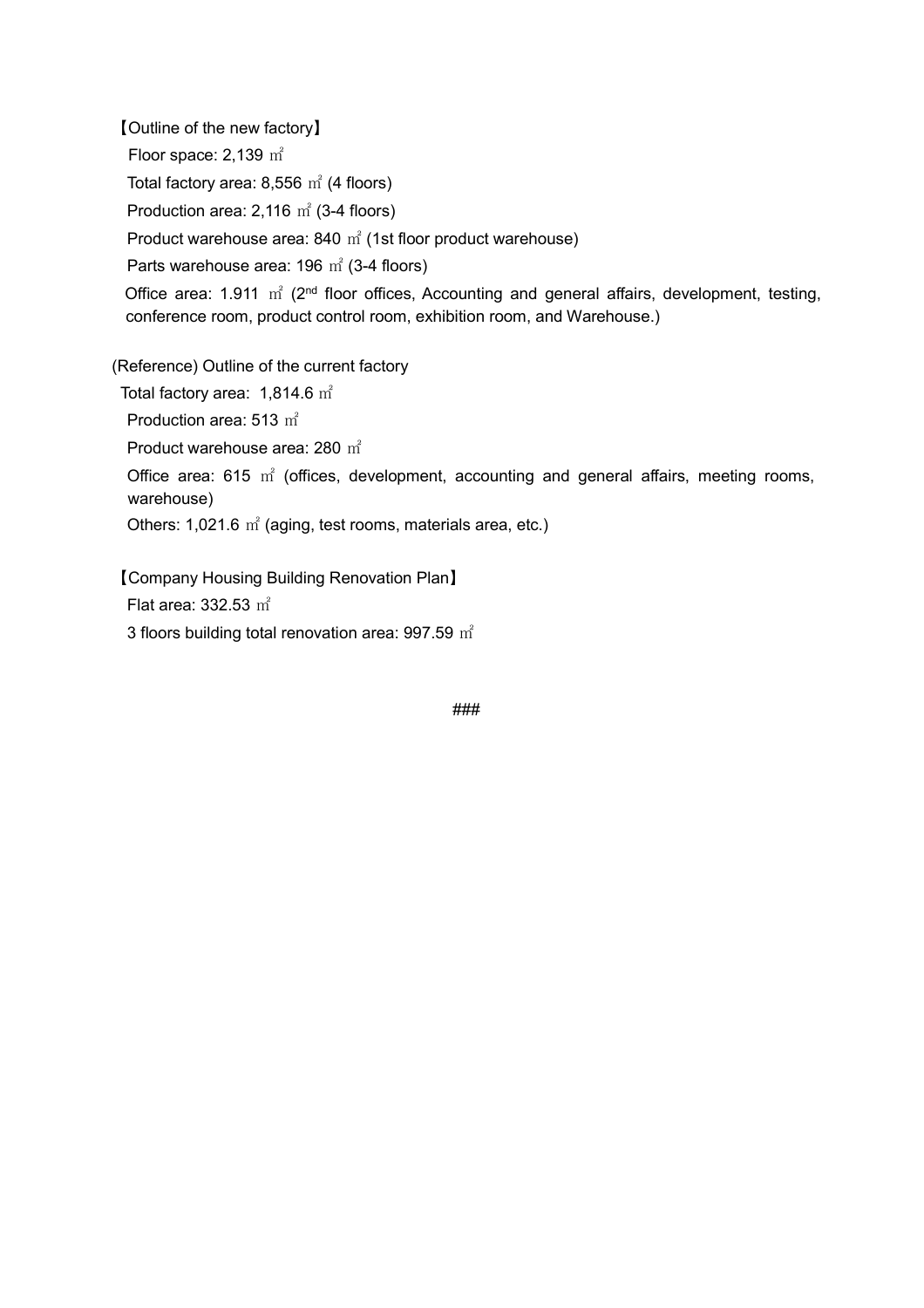【Outline of the new factory】

Floor space: 2,139 ㎡

Total factory area: 8,556 ㎡ (4 floors)

Production area: 2,116 ㎡ (3-4 floors)

Product warehouse area: 840 ㎡ (1st floor product warehouse)

Parts warehouse area: 196 ㎡ (3-4 floors)

Office area: 1.911 ㎡ (2nd floor offices, Accounting and general affairs, development, testing, conference room, product control room, exhibition room, and Warehouse.)

(Reference) Outline of the current factory

Total factory area: 1,814.6 ㎡

Production area: 513 ㎡

Product warehouse area: 280 ㎡

Office area: 615 ㎡ (offices, development, accounting and general affairs, meeting rooms, warehouse)

Others: 1,021.6 ㎡ (aging, test rooms, materials area, etc.)

【Company Housing Building Renovation Plan】

Flat area: 332.53 ㎡

3 floors building total renovation area: 997.59 ㎡

###